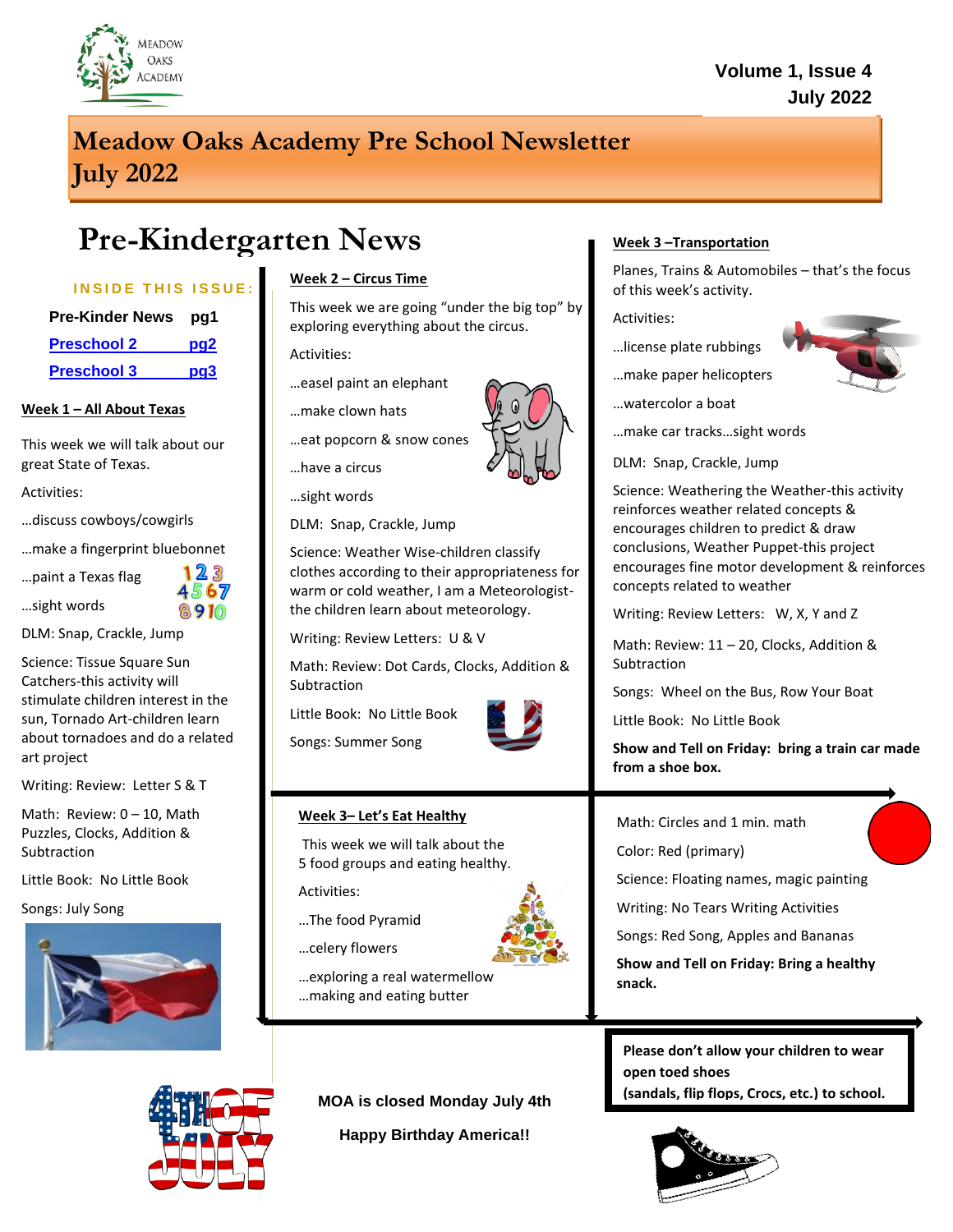Meadow Oaks Academy

Volume 1, Issue 4
July 2022

# Meadow Oaks Academy Pre School Newsletter July 2022

## Pre-Kindergarten News

**INSIDE THIS ISSUE:**

| | |
|---|---|
| Pre-Kinder News | pg1 |
| Preschool 2 | pg2 |
| Preschool 3 | pg3 |

### Week 1 – All About Texas

This week we will talk about our great State of Texas.

Activities:

…discuss cowboys/cowgirls

…make a fingerprint bluebonnet

…paint a Texas flag

…sight words

DLM: Snap, Crackle, Jump

Science: Tissue Square Sun Catchers-this activity will stimulate children interest in the sun, Tornado Art-children learn about tornadoes and do a related art project

Writing: Review: Letter S & T

Math: Review: 0 – 10, Math Puzzles, Clocks, Addition & Subtraction

Little Book: No Little Book

Songs: July Song

### Week 2 – Circus Time

This week we are going "under the big top" by exploring everything about the circus.

Activities:

…easel paint an elephant

…make clown hats

…eat popcorn & snow cones

…have a circus

…sight words

DLM: Snap, Crackle, Jump

Science: Weather Wise-children classify clothes according to their appropriateness for warm or cold weather, I am a Meteorologist-the children learn about meteorology.

Writing: Review Letters: U & V

Math: Review: Dot Cards, Clocks, Addition & Subtraction

Little Book: No Little Book

Songs: Summer Song

### Week 3 –Transportation

Planes, Trains & Automobiles – that's the focus of this week's activity.

Activities:

…license plate rubbings

…make paper helicopters

…watercolor a boat

…make car tracks…sight words

DLM: Snap, Crackle, Jump

Science: Weathering the Weather-this activity reinforces weather related concepts & encourages children to predict & draw conclusions, Weather Puppet-this project encourages fine motor development & reinforces concepts related to weather

Writing: Review Letters: W, X, Y and Z

Math: Review: 11 – 20, Clocks, Addition & Subtraction

Songs: Wheel on the Bus, Row Your Boat

Little Book: No Little Book

**Show and Tell on Friday: bring a train car made from a shoe box.**

### Week 3– Let's Eat Healthy

This week we will talk about the 5 food groups and eating healthy.

Activities:

…The food Pyramid

…celery flowers

…exploring a real watermellow

…making and eating butter

Math: Circles and 1 min. math

Color: Red (primary)

Science: Floating names, magic painting

Writing: No Tears Writing Activities

Songs: Red Song, Apples and Bananas

**Show and Tell on Friday: Bring a healthy snack.**

**MOA is closed Monday July 4th**

**Happy Birthday America!!**

**Please don't allow your children to wear open toed shoes (sandals, flip flops, Crocs, etc.) to school.**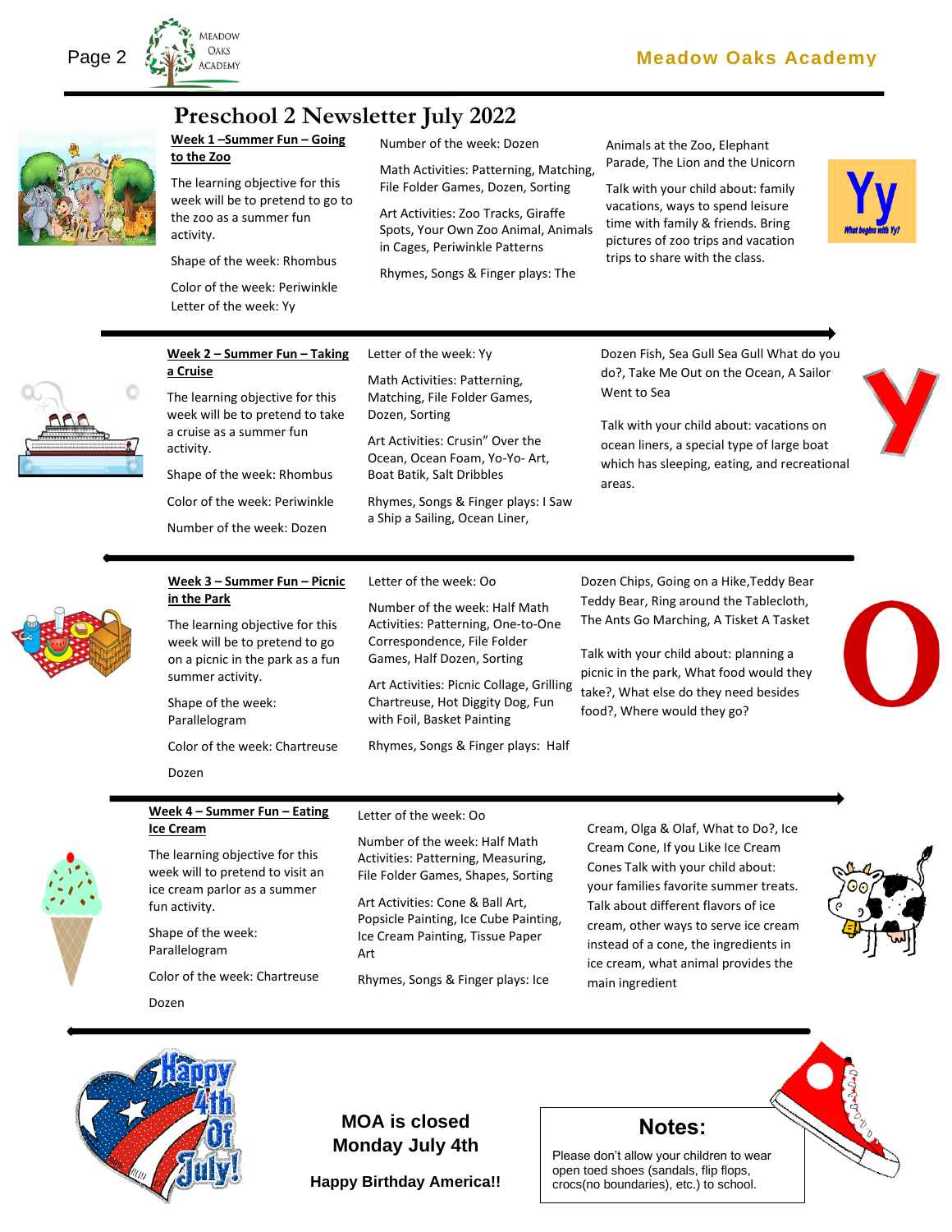# Preschool 2 Newsletter July 2022

## Week 1 –Summer Fun – Going to the Zoo

The learning objective for this week will be to pretend to go to the zoo as a summer fun activity.

Shape of the week: Rhombus

Color of the week: Periwinkle

Letter of the week: Yy

Number of the week: Dozen

Math Activities: Patterning, Matching, File Folder Games, Dozen, Sorting

Art Activities: Zoo Tracks, Giraffe Spots, Your Own Zoo Animal, Animals in Cages, Periwinkle Patterns

Rhymes, Songs & Finger plays: The Animals at the Zoo, Elephant Parade, The Lion and the Unicorn

Talk with your child about: family vacations, ways to spend leisure time with family & friends. Bring pictures of zoo trips and vacation trips to share with the class.

Yy

What begins with Yy?

## Week 2 – Summer Fun – Taking a Cruise

The learning objective for this week will be to pretend to take a cruise as a summer fun activity.

Shape of the week: Rhombus

Color of the week: Periwinkle

Number of the week: Dozen

Letter of the week: Yy

Math Activities: Patterning, Matching, File Folder Games, Dozen, Sorting

Art Activities: Crusin" Over the Ocean, Ocean Foam, Yo-Yo- Art, Boat Batik, Salt Dribbles

Rhymes, Songs & Finger plays: I Saw a Ship a Sailing, Ocean Liner, Dozen Fish, Sea Gull Sea Gull What do you do?, Take Me Out on the Ocean, A Sailor Went to Sea

Talk with your child about: vacations on ocean liners, a special type of large boat which has sleeping, eating, and recreational areas.

## Week 3 – Summer Fun – Picnic in the Park

The learning objective for this week will be to pretend to go on a picnic in the park as a fun summer activity.

Shape of the week: Parallelogram

Color of the week: Chartreuse

Dozen

Letter of the week: Oo

Number of the week: Half Math Activities: Patterning, One-to-One Correspondence, File Folder Games, Half Dozen, Sorting

Art Activities: Picnic Collage, Grilling Chartreuse, Hot Diggity Dog, Fun with Foil, Basket Painting

Rhymes, Songs & Finger plays: Half Dozen Chips, Going on a Hike,Teddy Bear Teddy Bear, Ring around the Tablecloth, The Ants Go Marching, A Tisket A Tasket

Talk with your child about: planning a picnic in the park, What food would they take?, What else do they need besides food?, Where would they go?

## Week 4 – Summer Fun – Eating Ice Cream

The learning objective for this week will to pretend to visit an ice cream parlor as a summer fun activity.

Shape of the week: Parallelogram

Color of the week: Chartreuse

Dozen

Letter of the week: Oo

Number of the week: Half Math Activities: Patterning, Measuring, File Folder Games, Shapes, Sorting

Art Activities: Cone & Ball Art, Popsicle Painting, Ice Cube Painting, Ice Cream Painting, Tissue Paper Art

Rhymes, Songs & Finger plays: Ice Cream, Olga & Olaf, What to Do?, Ice Cream Cone, If you Like Ice Cream Cones Talk with your child about: your families favorite summer treats. Talk about different flavors of ice cream, other ways to serve ice cream instead of a cone, the ingredients in ice cream, what animal provides the main ingredient

Happy 4th Of July!

**MOA is closed Monday July 4th**

**Happy Birthday America!!**

## Notes:

Please don't allow your children to wear open toed shoes (sandals, flip flops, crocs(no boundaries), etc.) to school.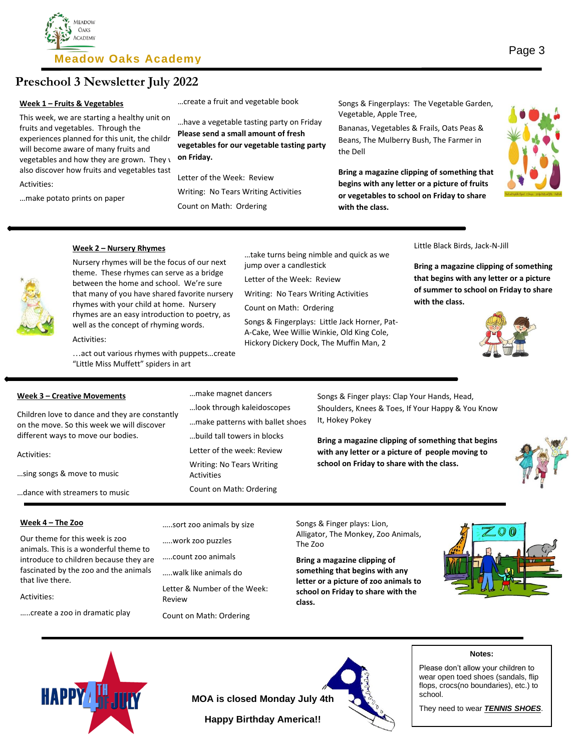Meadow Oaks Academy

# Preschool 3 Newsletter July 2022

## Week 1 – Fruits & Vegetables

This week, we are starting a healthy unit on fruits and vegetables. Through the experiences planned for this unit, the childr will become aware of many fruits and vegetables and how they are grown. They v also discover how fruits and vegetables tast

Activities:

…make potato prints on paper

…create a fruit and vegetable book

…have a vegetable tasting party on Friday **Please send a small amount of fresh vegetables for our vegetable tasting party on Friday.**

Letter of the Week: Review

Writing: No Tears Writing Activities

Count on Math: Ordering

Songs & Fingerplays: The Vegetable Garden, Vegetable, Apple Tree,

Bananas, Vegetables & Frails, Oats Peas & Beans, The Mulberry Bush, The Farmer in the Dell

**Bring a magazine clipping of something that begins with any letter or a picture of fruits or vegetables to school on Friday to share with the class.**

## Week 2 – Nursery Rhymes

Nursery rhymes will be the focus of our next theme. These rhymes can serve as a bridge between the home and school. We're sure that many of you have shared favorite nursery rhymes with your child at home. Nursery rhymes are an easy introduction to poetry, as well as the concept of rhyming words.

Activities:

…act out various rhymes with puppets…create "Little Miss Muffett" spiders in art

…take turns being nimble and quick as we jump over a candlestick

Letter of the Week: Review

Writing: No Tears Writing Activities

Count on Math: Ordering

Songs & Fingerplays: Little Jack Horner, Pat-A-Cake, Wee Willie Winkie, Old King Cole, Hickory Dickery Dock, The Muffin Man, 2 Little Black Birds, Jack-N-Jill

**Bring a magazine clipping of something that begins with any letter or a picture of summer to school on Friday to share with the class.**

## Week 3 – Creative Movements

Children love to dance and they are constantly on the move. So this week we will discover different ways to move our bodies.

Activities:

…sing songs & move to music

…dance with streamers to music

…make magnet dancers

…look through kaleidoscopes

…make patterns with ballet shoes

…build tall towers in blocks

Letter of the week: Review

Writing: No Tears Writing Activities

Count on Math: Ordering

Songs & Finger plays: Clap Your Hands, Head, Shoulders, Knees & Toes, If Your Happy & You Know It, Hokey Pokey

**Bring a magazine clipping of something that begins with any letter or a picture of people moving to school on Friday to share with the class.**

## Week 4 – The Zoo

Our theme for this week is zoo animals. This is a wonderful theme to introduce to children because they are fascinated by the zoo and the animals that live there.

Activities:

…..create a zoo in dramatic play

…..sort zoo animals by size

…..work zoo puzzles

…..count zoo animals

…..walk like animals do

Letter & Number of the Week: Review

Count on Math: Ordering

Songs & Finger plays: Lion, Alligator, The Monkey, Zoo Animals, The Zoo

**Bring a magazine clipping of something that begins with any letter or a picture of zoo animals to school on Friday to share with the class.**

HAPPY 4TH OF JULY

**MOA is closed Monday July 4th**

**Happy Birthday America!!**

**Notes:**

Please don't allow your children to wear open toed shoes (sandals, flip flops, crocs(no boundaries), etc.) to school.

They need to wear ***TENNIS SHOES***.